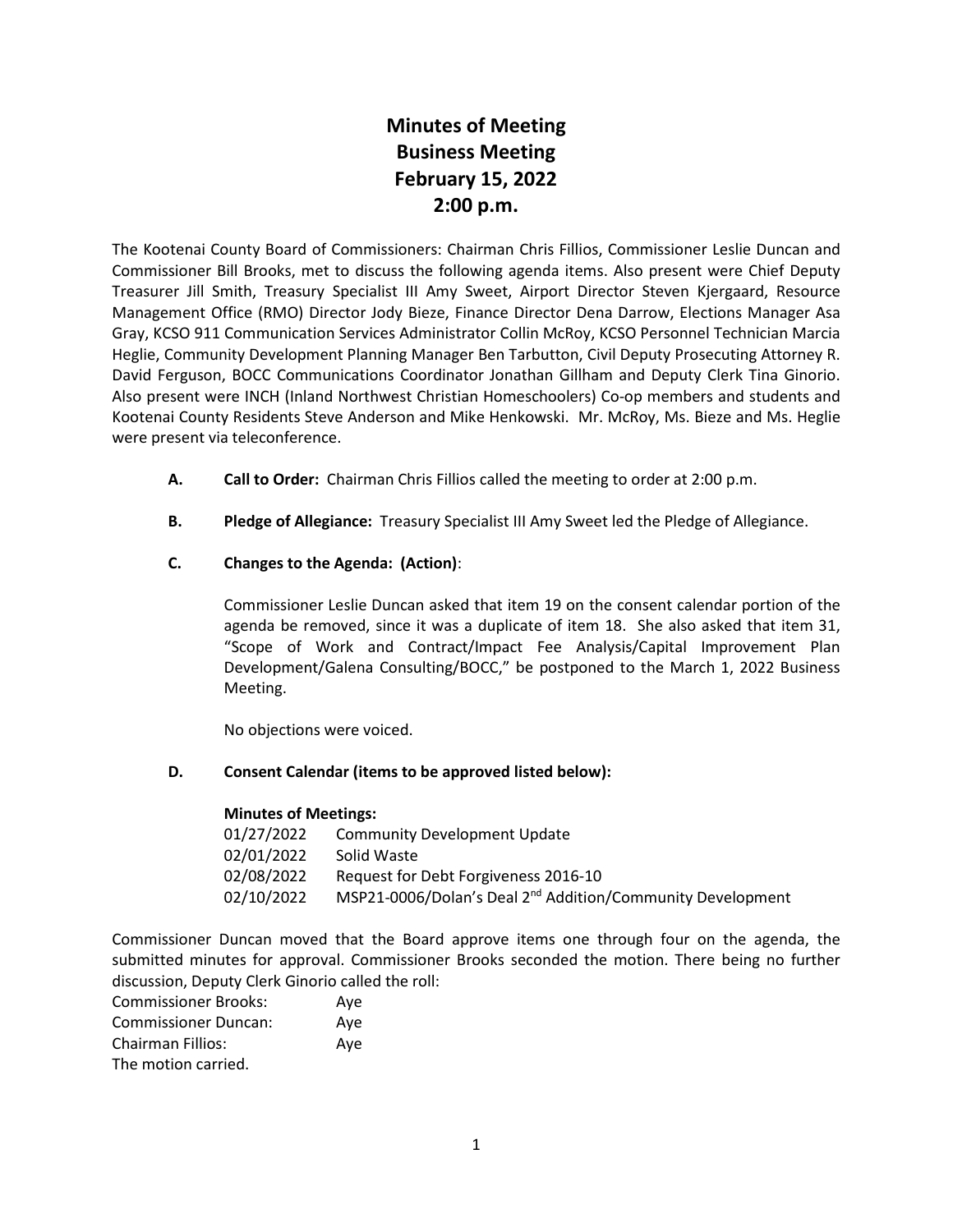# Minutes of Meeting
# Business Meeting
# February 15, 2022
# 2:00 p.m.

The Kootenai County Board of Commissioners: Chairman Chris Fillios, Commissioner Leslie Duncan and Commissioner Bill Brooks, met to discuss the following agenda items. Also present were Chief Deputy Treasurer Jill Smith, Treasury Specialist III Amy Sweet, Airport Director Steven Kjergaard, Resource Management Office (RMO) Director Jody Bieze, Finance Director Dena Darrow, Elections Manager Asa Gray, KCSO 911 Communication Services Administrator Collin McRoy, KCSO Personnel Technician Marcia Heglie, Community Development Planning Manager Ben Tarbutton, Civil Deputy Prosecuting Attorney R. David Ferguson, BOCC Communications Coordinator Jonathan Gillham and Deputy Clerk Tina Ginorio. Also present were INCH (Inland Northwest Christian Homeschoolers) Co-op members and students and Kootenai County Residents Steve Anderson and Mike Henkowski. Mr. McRoy, Ms. Bieze and Ms. Heglie were present via teleconference.

**A. Call to Order:** Chairman Chris Fillios called the meeting to order at 2:00 p.m.

**B. Pledge of Allegiance:** Treasury Specialist III Amy Sweet led the Pledge of Allegiance.

**C. Changes to the Agenda: (Action)**:

Commissioner Leslie Duncan asked that item 19 on the consent calendar portion of the agenda be removed, since it was a duplicate of item 18. She also asked that item 31, "Scope of Work and Contract/Impact Fee Analysis/Capital Improvement Plan Development/Galena Consulting/BOCC," be postponed to the March 1, 2022 Business Meeting.

No objections were voiced.

**D. Consent Calendar (items to be approved listed below):**

**Minutes of Meetings:**

| | |
|---|---|
| 01/27/2022 | Community Development Update |
| 02/01/2022 | Solid Waste |
| 02/08/2022 | Request for Debt Forgiveness 2016-10 |
| 02/10/2022 | MSP21-0006/Dolan's Deal 2nd Addition/Community Development |

Commissioner Duncan moved that the Board approve items one through four on the agenda, the submitted minutes for approval. Commissioner Brooks seconded the motion. There being no further discussion, Deputy Clerk Ginorio called the roll:

Commissioner Brooks: Aye
Commissioner Duncan: Aye
Chairman Fillios: Aye
The motion carried.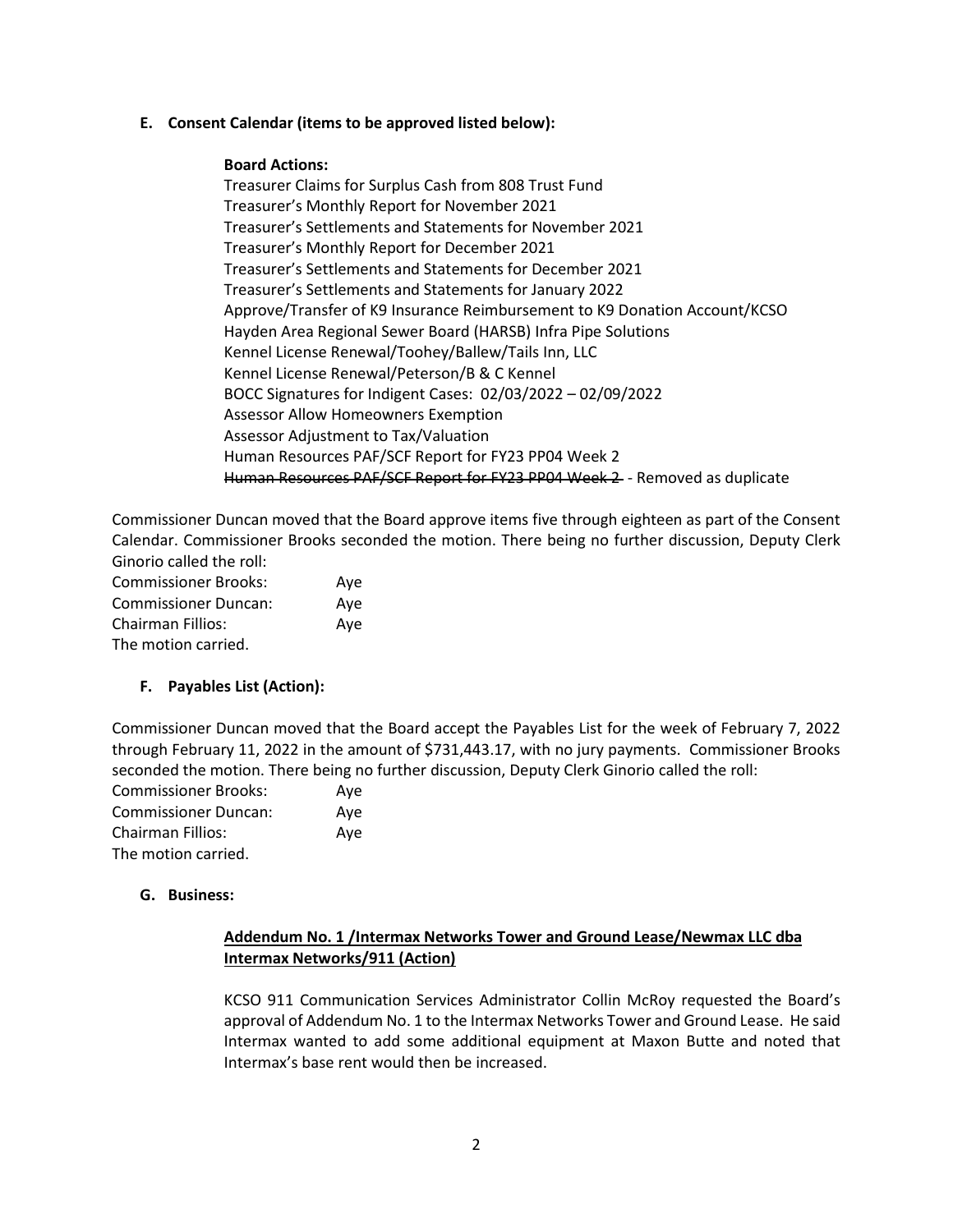**E. Consent Calendar (items to be approved listed below):**

**Board Actions:**

Treasurer Claims for Surplus Cash from 808 Trust Fund
Treasurer's Monthly Report for November 2021
Treasurer's Settlements and Statements for November 2021
Treasurer's Monthly Report for December 2021
Treasurer's Settlements and Statements for December 2021
Treasurer's Settlements and Statements for January 2022
Approve/Transfer of K9 Insurance Reimbursement to K9 Donation Account/KCSO
Hayden Area Regional Sewer Board (HARSB) Infra Pipe Solutions
Kennel License Renewal/Toohey/Ballew/Tails Inn, LLC
Kennel License Renewal/Peterson/B & C Kennel
BOCC Signatures for Indigent Cases: 02/03/2022 – 02/09/2022
Assessor Allow Homeowners Exemption
Assessor Adjustment to Tax/Valuation
Human Resources PAF/SCF Report for FY23 PP04 Week 2
~~Human Resources PAF/SCF Report for FY23 PP04 Week 2~~ - Removed as duplicate

Commissioner Duncan moved that the Board approve items five through eighteen as part of the Consent Calendar. Commissioner Brooks seconded the motion. There being no further discussion, Deputy Clerk Ginorio called the roll:

Commissioner Brooks: Aye
Commissioner Duncan: Aye
Chairman Fillios: Aye
The motion carried.

**F. Payables List (Action):**

Commissioner Duncan moved that the Board accept the Payables List for the week of February 7, 2022 through February 11, 2022 in the amount of $731,443.17, with no jury payments. Commissioner Brooks seconded the motion. There being no further discussion, Deputy Clerk Ginorio called the roll:

Commissioner Brooks: Aye
Commissioner Duncan: Aye
Chairman Fillios: Aye
The motion carried.

**G. Business:**

**Addendum No. 1 /Intermax Networks Tower and Ground Lease/Newmax LLC dba Intermax Networks/911 (Action)**

KCSO 911 Communication Services Administrator Collin McRoy requested the Board's approval of Addendum No. 1 to the Intermax Networks Tower and Ground Lease. He said Intermax wanted to add some additional equipment at Maxon Butte and noted that Intermax's base rent would then be increased.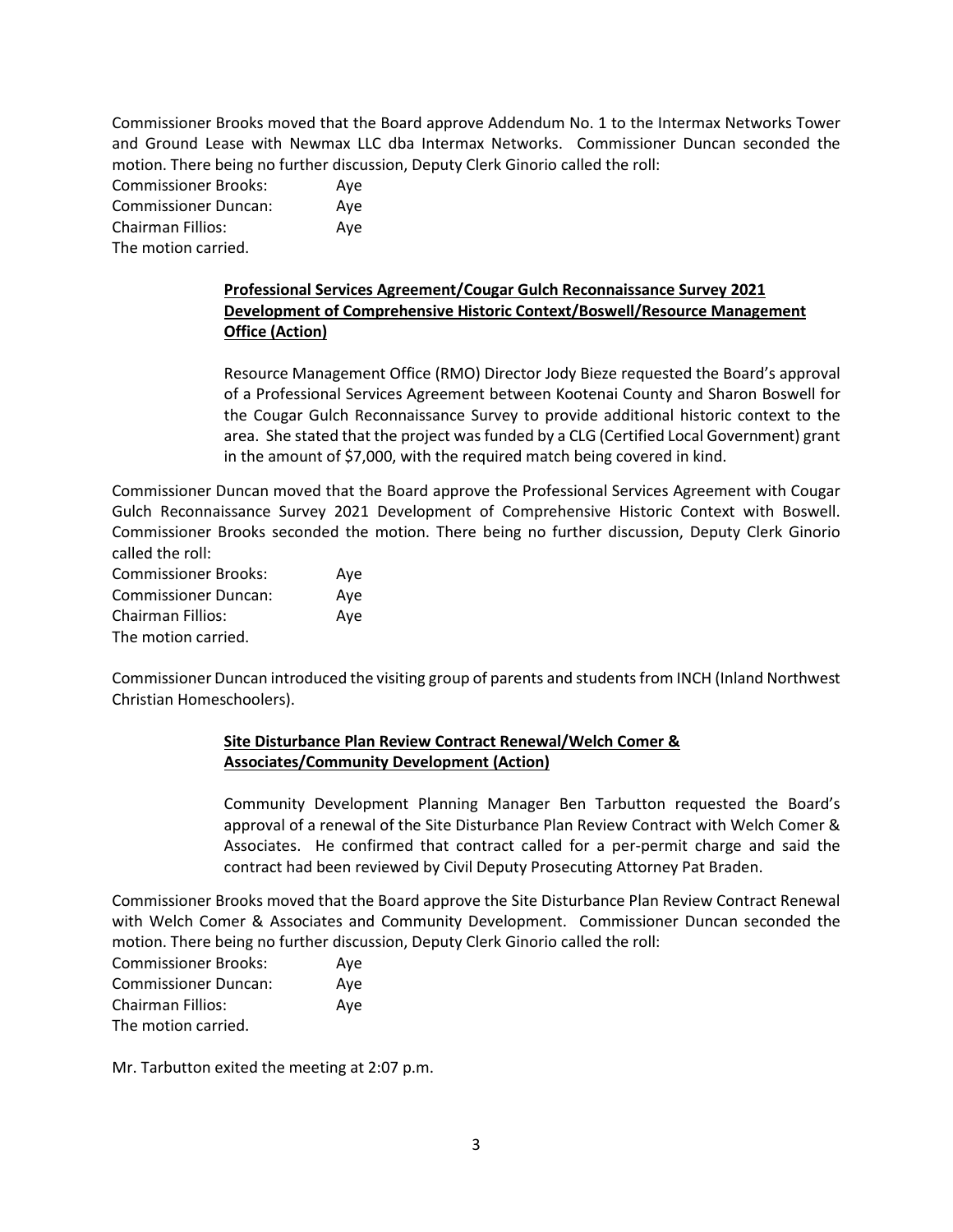Commissioner Brooks moved that the Board approve Addendum No. 1 to the Intermax Networks Tower and Ground Lease with Newmax LLC dba Intermax Networks. Commissioner Duncan seconded the motion. There being no further discussion, Deputy Clerk Ginorio called the roll:

Commissioner Brooks: Aye
Commissioner Duncan: Aye
Chairman Fillios: Aye
The motion carried.

**Professional Services Agreement/Cougar Gulch Reconnaissance Survey 2021 Development of Comprehensive Historic Context/Boswell/Resource Management Office (Action)**

Resource Management Office (RMO) Director Jody Bieze requested the Board's approval of a Professional Services Agreement between Kootenai County and Sharon Boswell for the Cougar Gulch Reconnaissance Survey to provide additional historic context to the area. She stated that the project was funded by a CLG (Certified Local Government) grant in the amount of $7,000, with the required match being covered in kind.

Commissioner Duncan moved that the Board approve the Professional Services Agreement with Cougar Gulch Reconnaissance Survey 2021 Development of Comprehensive Historic Context with Boswell. Commissioner Brooks seconded the motion. There being no further discussion, Deputy Clerk Ginorio called the roll:

Commissioner Brooks: Aye
Commissioner Duncan: Aye
Chairman Fillios: Aye
The motion carried.

Commissioner Duncan introduced the visiting group of parents and students from INCH (Inland Northwest Christian Homeschoolers).

**Site Disturbance Plan Review Contract Renewal/Welch Comer & Associates/Community Development (Action)**

Community Development Planning Manager Ben Tarbutton requested the Board's approval of a renewal of the Site Disturbance Plan Review Contract with Welch Comer & Associates. He confirmed that contract called for a per-permit charge and said the contract had been reviewed by Civil Deputy Prosecuting Attorney Pat Braden.

Commissioner Brooks moved that the Board approve the Site Disturbance Plan Review Contract Renewal with Welch Comer & Associates and Community Development. Commissioner Duncan seconded the motion. There being no further discussion, Deputy Clerk Ginorio called the roll:

Commissioner Brooks: Aye
Commissioner Duncan: Aye
Chairman Fillios: Aye
The motion carried.

Mr. Tarbutton exited the meeting at 2:07 p.m.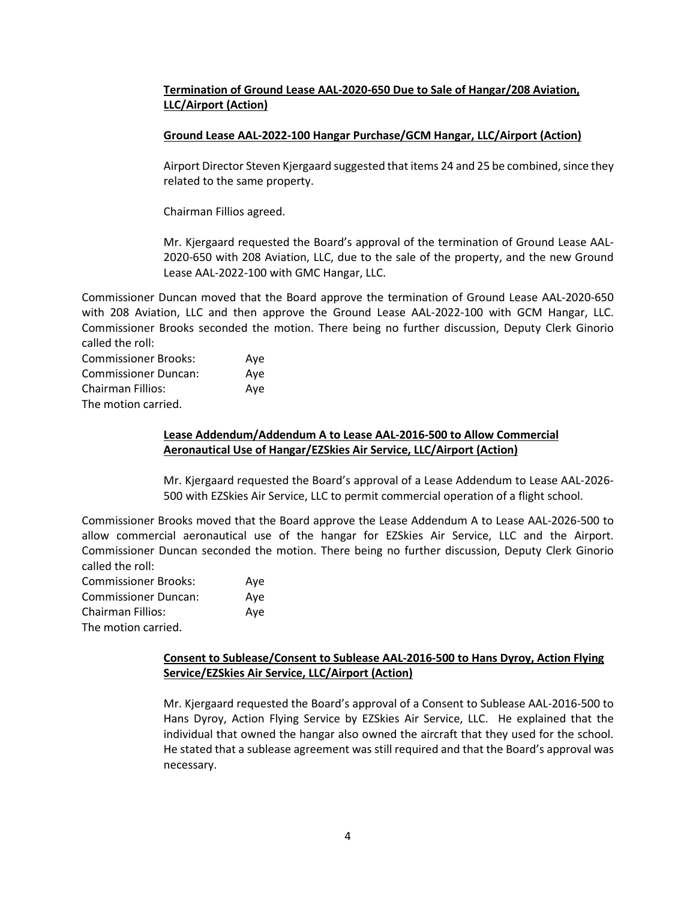**Termination of Ground Lease AAL-2020-650 Due to Sale of Hangar/208 Aviation, LLC/Airport (Action)**

**Ground Lease AAL-2022-100 Hangar Purchase/GCM Hangar, LLC/Airport (Action)**

Airport Director Steven Kjergaard suggested that items 24 and 25 be combined, since they related to the same property.

Chairman Fillios agreed.

Mr. Kjergaard requested the Board's approval of the termination of Ground Lease AAL-2020-650 with 208 Aviation, LLC, due to the sale of the property, and the new Ground Lease AAL-2022-100 with GMC Hangar, LLC.

Commissioner Duncan moved that the Board approve the termination of Ground Lease AAL-2020-650 with 208 Aviation, LLC and then approve the Ground Lease AAL-2022-100 with GCM Hangar, LLC. Commissioner Brooks seconded the motion. There being no further discussion, Deputy Clerk Ginorio called the roll:

Commissioner Brooks: Aye
Commissioner Duncan: Aye
Chairman Fillios: Aye
The motion carried.

**Lease Addendum/Addendum A to Lease AAL-2016-500 to Allow Commercial Aeronautical Use of Hangar/EZSkies Air Service, LLC/Airport (Action)**

Mr. Kjergaard requested the Board's approval of a Lease Addendum to Lease AAL-2026-500 with EZSkies Air Service, LLC to permit commercial operation of a flight school.

Commissioner Brooks moved that the Board approve the Lease Addendum A to Lease AAL-2026-500 to allow commercial aeronautical use of the hangar for EZSkies Air Service, LLC and the Airport. Commissioner Duncan seconded the motion. There being no further discussion, Deputy Clerk Ginorio called the roll:

Commissioner Brooks: Aye
Commissioner Duncan: Aye
Chairman Fillios: Aye
The motion carried.

**Consent to Sublease/Consent to Sublease AAL-2016-500 to Hans Dyroy, Action Flying Service/EZSkies Air Service, LLC/Airport (Action)**

Mr. Kjergaard requested the Board's approval of a Consent to Sublease AAL-2016-500 to Hans Dyroy, Action Flying Service by EZSkies Air Service, LLC. He explained that the individual that owned the hangar also owned the aircraft that they used for the school. He stated that a sublease agreement was still required and that the Board's approval was necessary.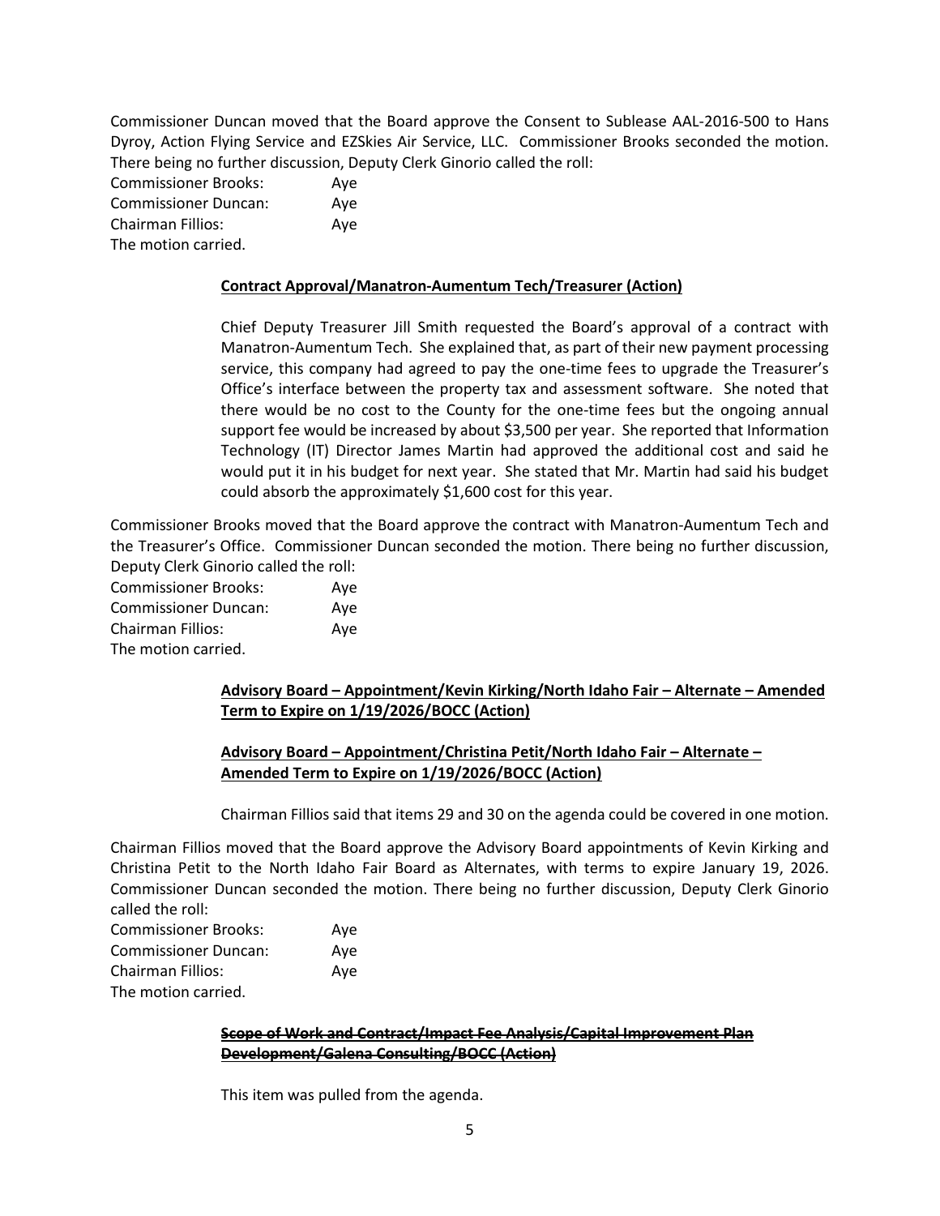Commissioner Duncan moved that the Board approve the Consent to Sublease AAL-2016-500 to Hans Dyroy, Action Flying Service and EZSkies Air Service, LLC. Commissioner Brooks seconded the motion. There being no further discussion, Deputy Clerk Ginorio called the roll:

Commissioner Brooks: Aye
Commissioner Duncan: Aye
Chairman Fillios: Aye
The motion carried.

**Contract Approval/Manatron-Aumentum Tech/Treasurer (Action)**

Chief Deputy Treasurer Jill Smith requested the Board's approval of a contract with Manatron-Aumentum Tech. She explained that, as part of their new payment processing service, this company had agreed to pay the one-time fees to upgrade the Treasurer's Office's interface between the property tax and assessment software. She noted that there would be no cost to the County for the one-time fees but the ongoing annual support fee would be increased by about $3,500 per year. She reported that Information Technology (IT) Director James Martin had approved the additional cost and said he would put it in his budget for next year. She stated that Mr. Martin had said his budget could absorb the approximately $1,600 cost for this year.

Commissioner Brooks moved that the Board approve the contract with Manatron-Aumentum Tech and the Treasurer's Office. Commissioner Duncan seconded the motion. There being no further discussion, Deputy Clerk Ginorio called the roll:

Commissioner Brooks: Aye
Commissioner Duncan: Aye
Chairman Fillios: Aye
The motion carried.

**Advisory Board – Appointment/Kevin Kirking/North Idaho Fair – Alternate – Amended Term to Expire on 1/19/2026/BOCC (Action)**

**Advisory Board – Appointment/Christina Petit/North Idaho Fair – Alternate – Amended Term to Expire on 1/19/2026/BOCC (Action)**

Chairman Fillios said that items 29 and 30 on the agenda could be covered in one motion.

Chairman Fillios moved that the Board approve the Advisory Board appointments of Kevin Kirking and Christina Petit to the North Idaho Fair Board as Alternates, with terms to expire January 19, 2026. Commissioner Duncan seconded the motion. There being no further discussion, Deputy Clerk Ginorio called the roll:

Commissioner Brooks: Aye
Commissioner Duncan: Aye
Chairman Fillios: Aye
The motion carried.

**~~Scope of Work and Contract/Impact Fee Analysis/Capital Improvement Plan Development/Galena Consulting/BOCC (Action)~~**

This item was pulled from the agenda.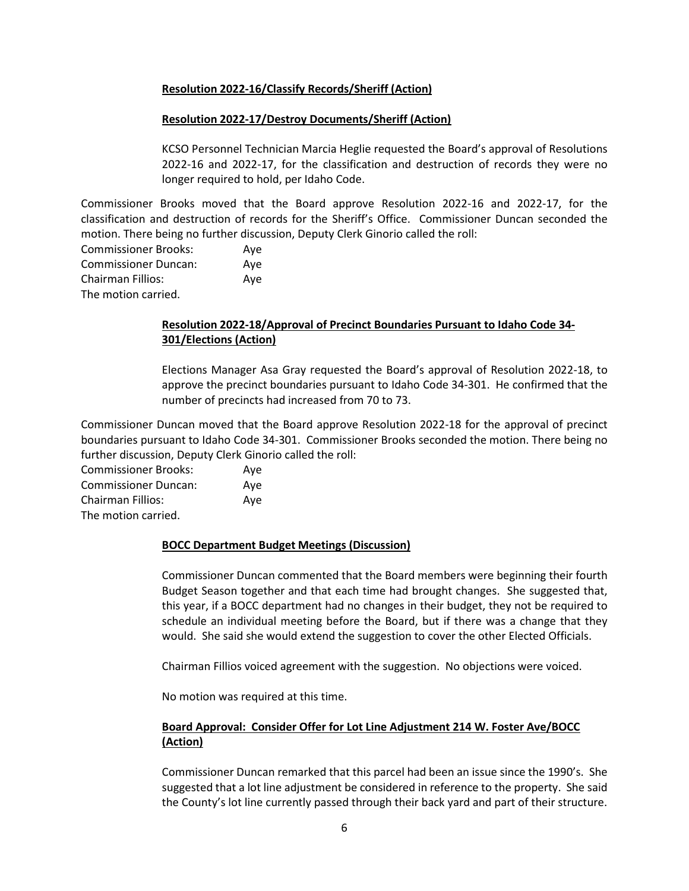**Resolution 2022-16/Classify Records/Sheriff (Action)**

**Resolution 2022-17/Destroy Documents/Sheriff (Action)**

KCSO Personnel Technician Marcia Heglie requested the Board's approval of Resolutions 2022-16 and 2022-17, for the classification and destruction of records they were no longer required to hold, per Idaho Code.

Commissioner Brooks moved that the Board approve Resolution 2022-16 and 2022-17, for the classification and destruction of records for the Sheriff's Office. Commissioner Duncan seconded the motion. There being no further discussion, Deputy Clerk Ginorio called the roll:

Commissioner Brooks: Aye
Commissioner Duncan: Aye
Chairman Fillios: Aye
The motion carried.

**Resolution 2022-18/Approval of Precinct Boundaries Pursuant to Idaho Code 34-301/Elections (Action)**

Elections Manager Asa Gray requested the Board's approval of Resolution 2022-18, to approve the precinct boundaries pursuant to Idaho Code 34-301. He confirmed that the number of precincts had increased from 70 to 73.

Commissioner Duncan moved that the Board approve Resolution 2022-18 for the approval of precinct boundaries pursuant to Idaho Code 34-301. Commissioner Brooks seconded the motion. There being no further discussion, Deputy Clerk Ginorio called the roll:

Commissioner Brooks: Aye
Commissioner Duncan: Aye
Chairman Fillios: Aye
The motion carried.

**BOCC Department Budget Meetings (Discussion)**

Commissioner Duncan commented that the Board members were beginning their fourth Budget Season together and that each time had brought changes. She suggested that, this year, if a BOCC department had no changes in their budget, they not be required to schedule an individual meeting before the Board, but if there was a change that they would. She said she would extend the suggestion to cover the other Elected Officials.

Chairman Fillios voiced agreement with the suggestion. No objections were voiced.

No motion was required at this time.

**Board Approval: Consider Offer for Lot Line Adjustment 214 W. Foster Ave/BOCC (Action)**

Commissioner Duncan remarked that this parcel had been an issue since the 1990's. She suggested that a lot line adjustment be considered in reference to the property. She said the County's lot line currently passed through their back yard and part of their structure.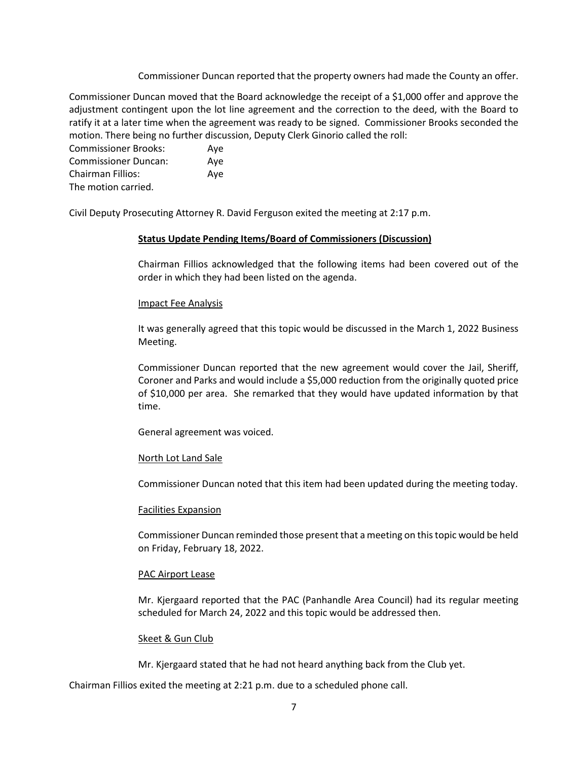Commissioner Duncan reported that the property owners had made the County an offer.

Commissioner Duncan moved that the Board acknowledge the receipt of a $1,000 offer and approve the adjustment contingent upon the lot line agreement and the correction to the deed, with the Board to ratify it at a later time when the agreement was ready to be signed. Commissioner Brooks seconded the motion. There being no further discussion, Deputy Clerk Ginorio called the roll:

Commissioner Brooks: Aye
Commissioner Duncan: Aye
Chairman Fillios: Aye
The motion carried.

Civil Deputy Prosecuting Attorney R. David Ferguson exited the meeting at 2:17 p.m.

**Status Update Pending Items/Board of Commissioners (Discussion)**

Chairman Fillios acknowledged that the following items had been covered out of the order in which they had been listed on the agenda.

Impact Fee Analysis

It was generally agreed that this topic would be discussed in the March 1, 2022 Business Meeting.

Commissioner Duncan reported that the new agreement would cover the Jail, Sheriff, Coroner and Parks and would include a $5,000 reduction from the originally quoted price of $10,000 per area. She remarked that they would have updated information by that time.

General agreement was voiced.

North Lot Land Sale

Commissioner Duncan noted that this item had been updated during the meeting today.

Facilities Expansion

Commissioner Duncan reminded those present that a meeting on this topic would be held on Friday, February 18, 2022.

PAC Airport Lease

Mr. Kjergaard reported that the PAC (Panhandle Area Council) had its regular meeting scheduled for March 24, 2022 and this topic would be addressed then.

Skeet & Gun Club

Mr. Kjergaard stated that he had not heard anything back from the Club yet.

Chairman Fillios exited the meeting at 2:21 p.m. due to a scheduled phone call.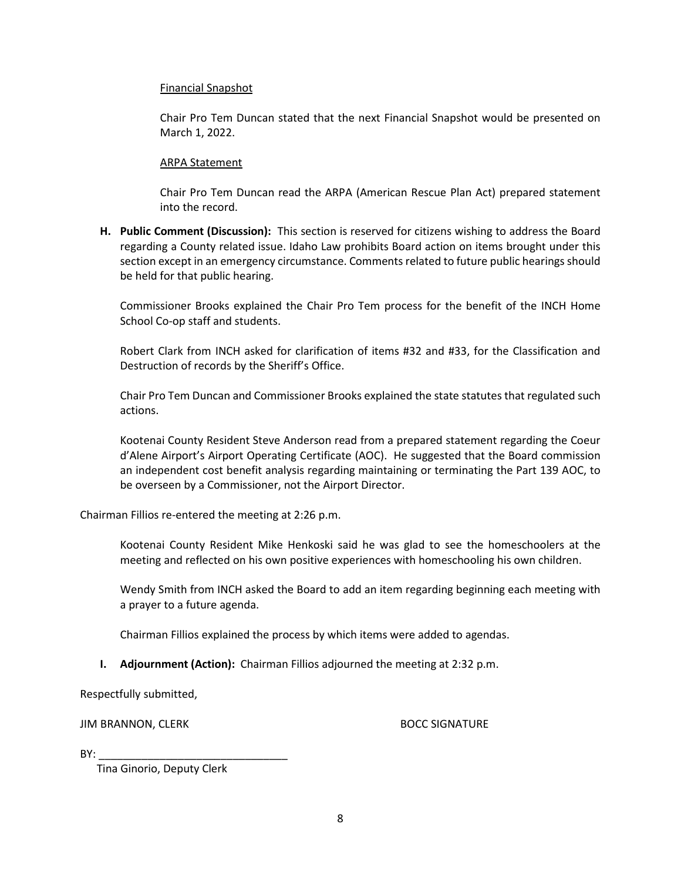Financial Snapshot

Chair Pro Tem Duncan stated that the next Financial Snapshot would be presented on March 1, 2022.

ARPA Statement

Chair Pro Tem Duncan read the ARPA (American Rescue Plan Act) prepared statement into the record.

**H. Public Comment (Discussion):** This section is reserved for citizens wishing to address the Board regarding a County related issue. Idaho Law prohibits Board action on items brought under this section except in an emergency circumstance. Comments related to future public hearings should be held for that public hearing.

Commissioner Brooks explained the Chair Pro Tem process for the benefit of the INCH Home School Co-op staff and students.

Robert Clark from INCH asked for clarification of items #32 and #33, for the Classification and Destruction of records by the Sheriff's Office.

Chair Pro Tem Duncan and Commissioner Brooks explained the state statutes that regulated such actions.

Kootenai County Resident Steve Anderson read from a prepared statement regarding the Coeur d'Alene Airport's Airport Operating Certificate (AOC). He suggested that the Board commission an independent cost benefit analysis regarding maintaining or terminating the Part 139 AOC, to be overseen by a Commissioner, not the Airport Director.

Chairman Fillios re-entered the meeting at 2:26 p.m.

Kootenai County Resident Mike Henkoski said he was glad to see the homeschoolers at the meeting and reflected on his own positive experiences with homeschooling his own children.

Wendy Smith from INCH asked the Board to add an item regarding beginning each meeting with a prayer to a future agenda.

Chairman Fillios explained the process by which items were added to agendas.

**I. Adjournment (Action):** Chairman Fillios adjourned the meeting at 2:32 p.m.

Respectfully submitted,

JIM BRANNON, CLERK  BOCC SIGNATURE

BY: _______________________________

Tina Ginorio, Deputy Clerk